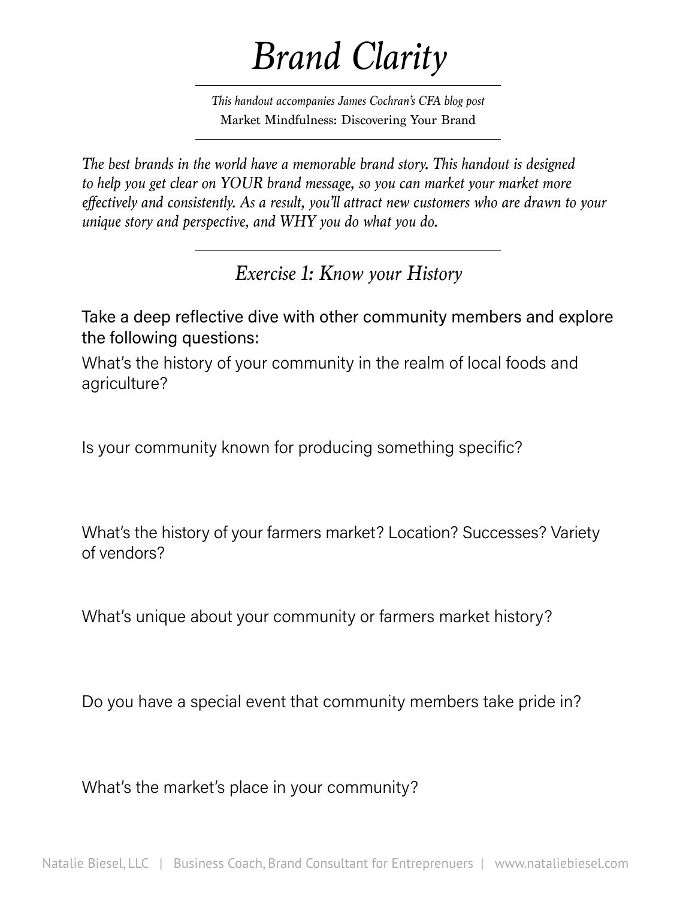# *Brand Clarity*

*This handout accompanies James Cochran's CFA blog post*
Market Mindfulness: Discovering Your Brand

***The best brands in the world have a memorable brand story. This handout is designed to help you get clear on YOUR brand message, so you can market your market more effectively and consistently. As a result, you'll attract new customers who are drawn to your unique story and perspective, and WHY you do what you do.***

## *Exercise 1: Know your History*

Take a deep reflective dive with other community members and explore the following questions:

What's the history of your community in the realm of local foods and agriculture?

Is your community known for producing something specific?

What's the history of your farmers market? Location? Successes? Variety of vendors?

What's unique about your community or farmers market history?

Do you have a special event that community members take pride in?

What's the market's place in your community?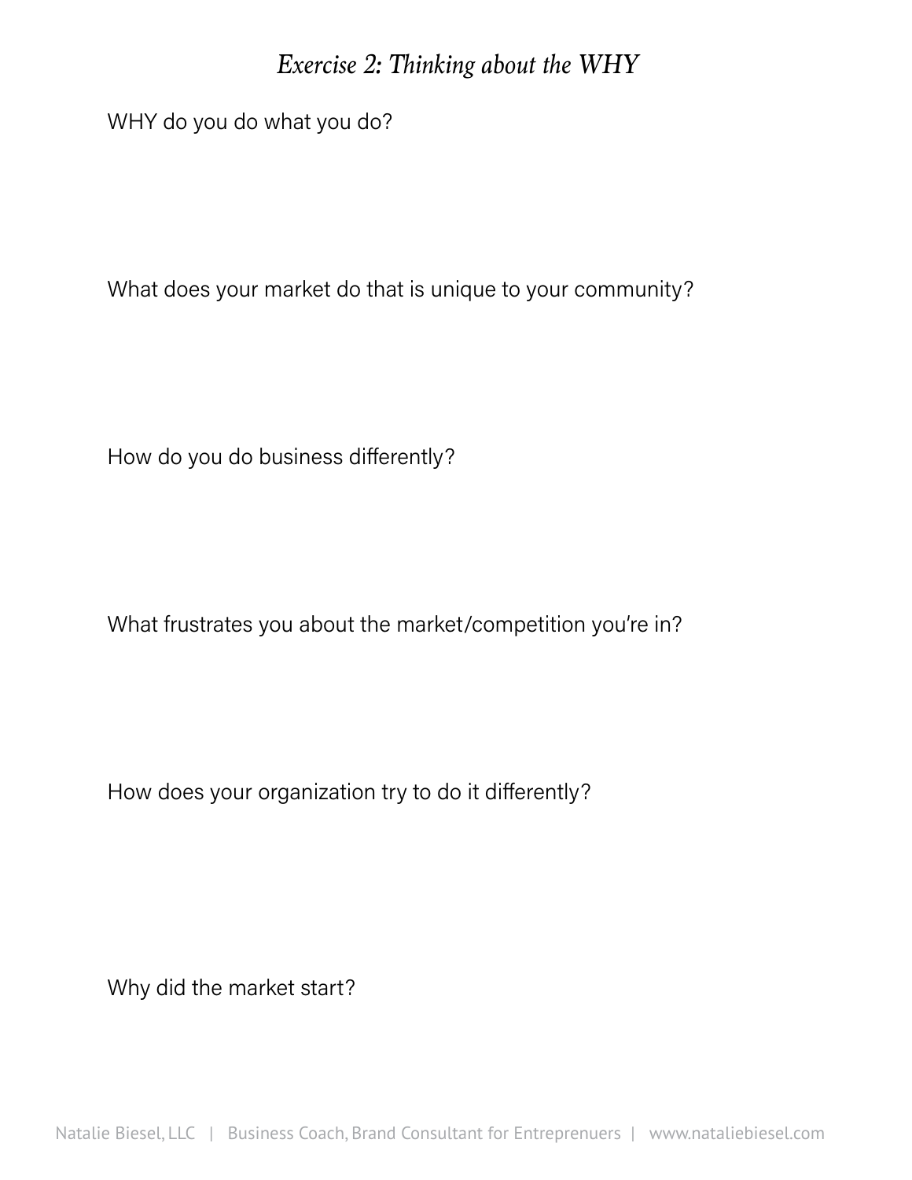## *Exercise 2: Thinking about the WHY*

WHY do you do what you do?

What does your market do that is unique to your community?

How do you do business differently?

What frustrates you about the market/competition you're in?

How does your organization try to do it differently?

Why did the market start?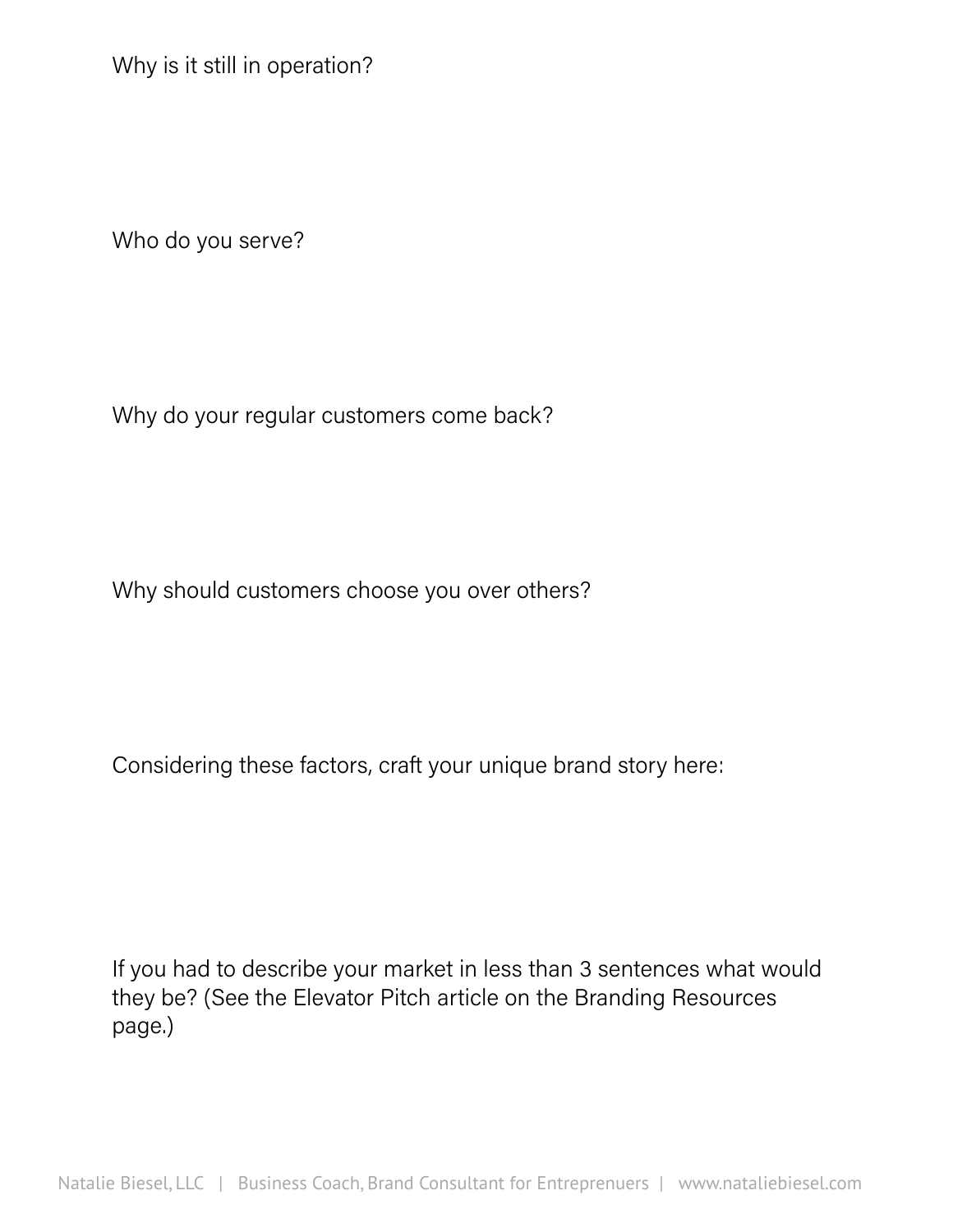Why is it still in operation?

Who do you serve?

Why do your regular customers come back?

Why should customers choose you over others?

Considering these factors, craft your unique brand story here:

If you had to describe your market in less than 3 sentences what would they be? (See the Elevator Pitch article on the Branding Resources page.)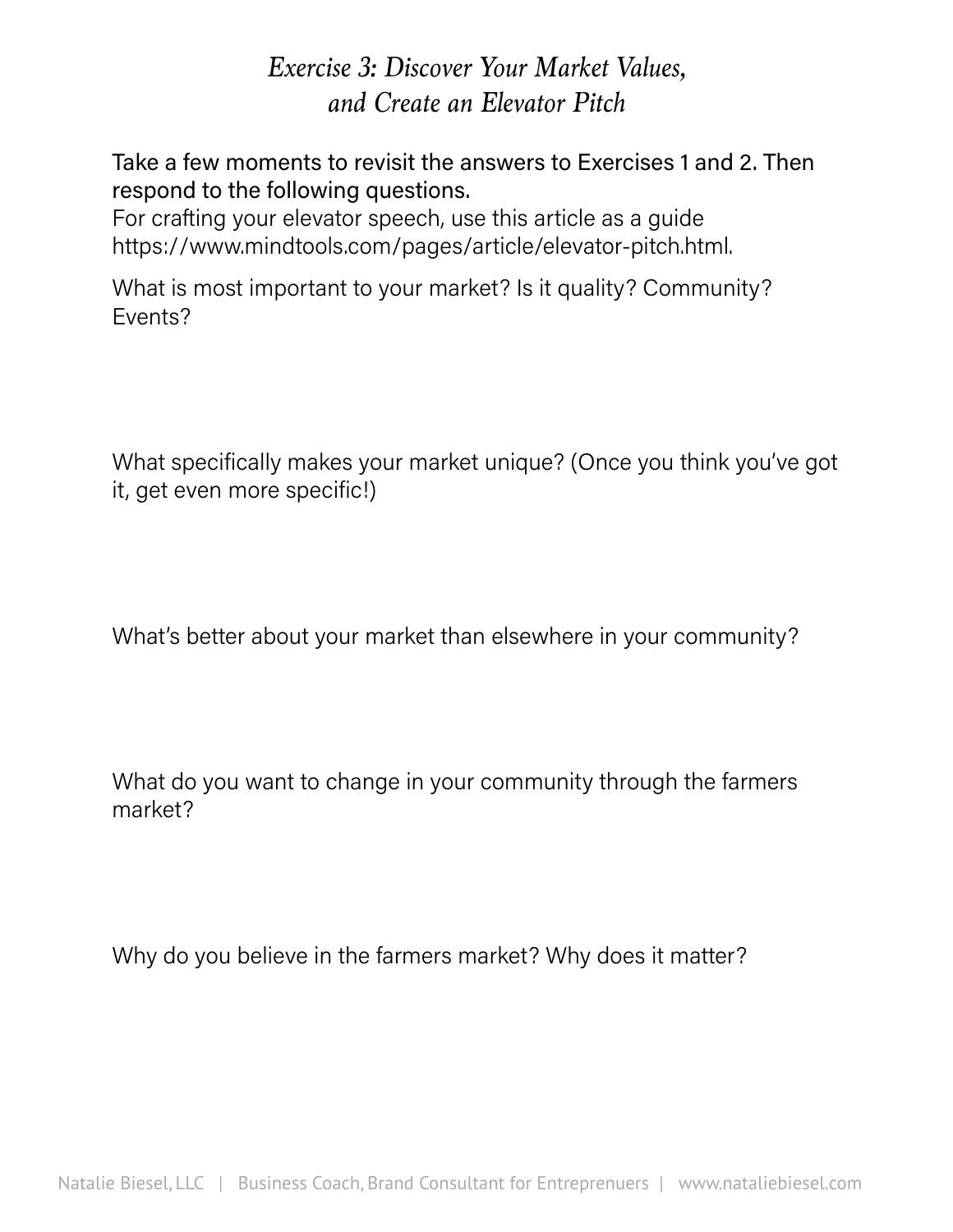# *Exercise 3: Discover Your Market Values, and Create an Elevator Pitch*

Take a few moments to revisit the answers to Exercises 1 and 2. Then respond to the following questions.

For crafting your elevator speech, use this article as a guide https://www.mindtools.com/pages/article/elevator-pitch.html.

What is most important to your market? Is it quality? Community? Events?

What specifically makes your market unique? (Once you think you've got it, get even more specific!)

What's better about your market than elsewhere in your community?

What do you want to change in your community through the farmers market?

Why do you believe in the farmers market? Why does it matter?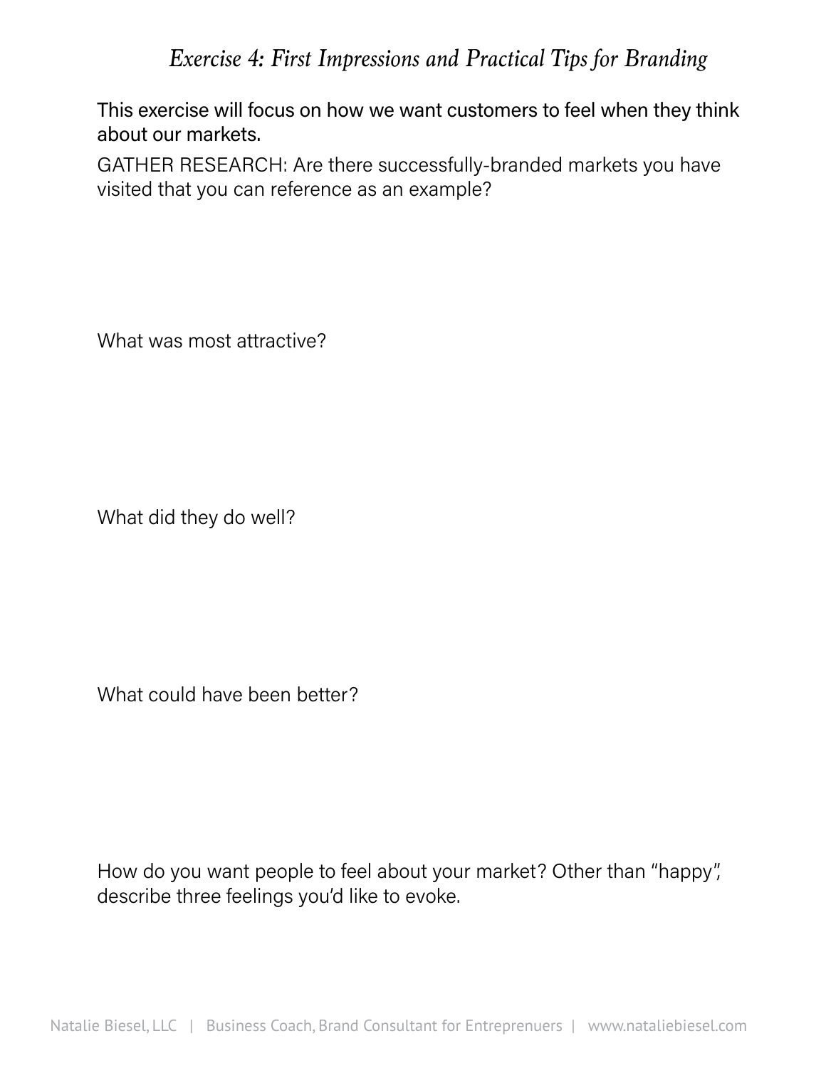## *Exercise 4: First Impressions and Practical Tips for Branding*

This exercise will focus on how we want customers to feel when they think about our markets.

GATHER RESEARCH: Are there successfully-branded markets you have visited that you can reference as an example?

What was most attractive?

What did they do well?

What could have been better?

How do you want people to feel about your market? Other than "happy", describe three feelings you'd like to evoke.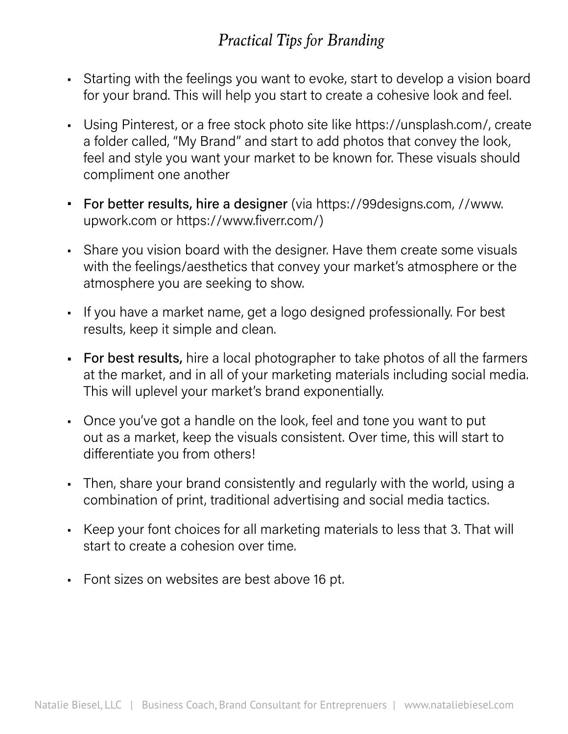## *Practical Tips for Branding*

- Starting with the feelings you want to evoke, start to develop a vision board for your brand. This will help you start to create a cohesive look and feel.
- Using Pinterest, or a free stock photo site like https://unsplash.com/, create a folder called, "My Brand" and start to add photos that convey the look, feel and style you want your market to be known for. These visuals should compliment one another
- **For better results, hire a designer** (via https://99designs.com, //www.upwork.com or https://www.fiverr.com/)
- Share you vision board with the designer. Have them create some visuals with the feelings/aesthetics that convey your market's atmosphere or the atmosphere you are seeking to show.
- If you have a market name, get a logo designed professionally. For best results, keep it simple and clean.
- **For best results,** hire a local photographer to take photos of all the farmers at the market, and in all of your marketing materials including social media. This will uplevel your market's brand exponentially.
- Once you've got a handle on the look, feel and tone you want to put out as a market, keep the visuals consistent. Over time, this will start to differentiate you from others!
- Then, share your brand consistently and regularly with the world, using a combination of print, traditional advertising and social media tactics.
- Keep your font choices for all marketing materials to less that 3. That will start to create a cohesion over time.
- Font sizes on websites are best above 16 pt.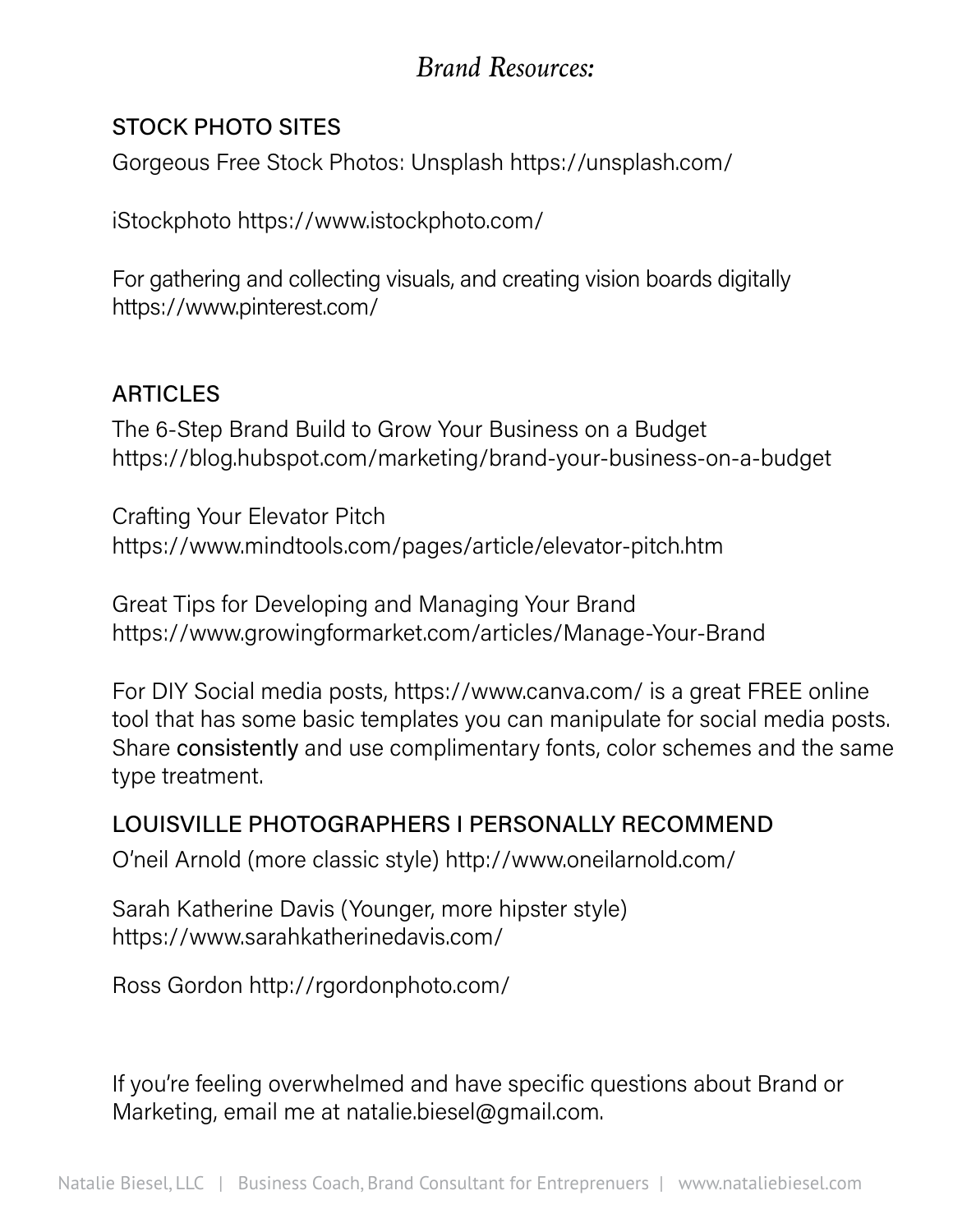# *Brand Resources:*

## STOCK PHOTO SITES

Gorgeous Free Stock Photos: Unsplash https://unsplash.com/

iStockphoto https://www.istockphoto.com/

For gathering and collecting visuals, and creating vision boards digitally
https://www.pinterest.com/

## ARTICLES

The 6-Step Brand Build to Grow Your Business on a Budget
https://blog.hubspot.com/marketing/brand-your-business-on-a-budget

Crafting Your Elevator Pitch
https://www.mindtools.com/pages/article/elevator-pitch.htm

Great Tips for Developing and Managing Your Brand
https://www.growingformarket.com/articles/Manage-Your-Brand

For DIY Social media posts, https://www.canva.com/ is a great FREE online tool that has some basic templates you can manipulate for social media posts. Share consistently and use complimentary fonts, color schemes and the same type treatment.

## LOUISVILLE PHOTOGRAPHERS I PERSONALLY RECOMMEND

O'neil Arnold (more classic style) http://www.oneilarnold.com/

Sarah Katherine Davis (Younger, more hipster style)
https://www.sarahkatherinedavis.com/

Ross Gordon http://rgordonphoto.com/

If you're feeling overwhelmed and have specific questions about Brand or Marketing, email me at natalie.biesel@gmail.com.